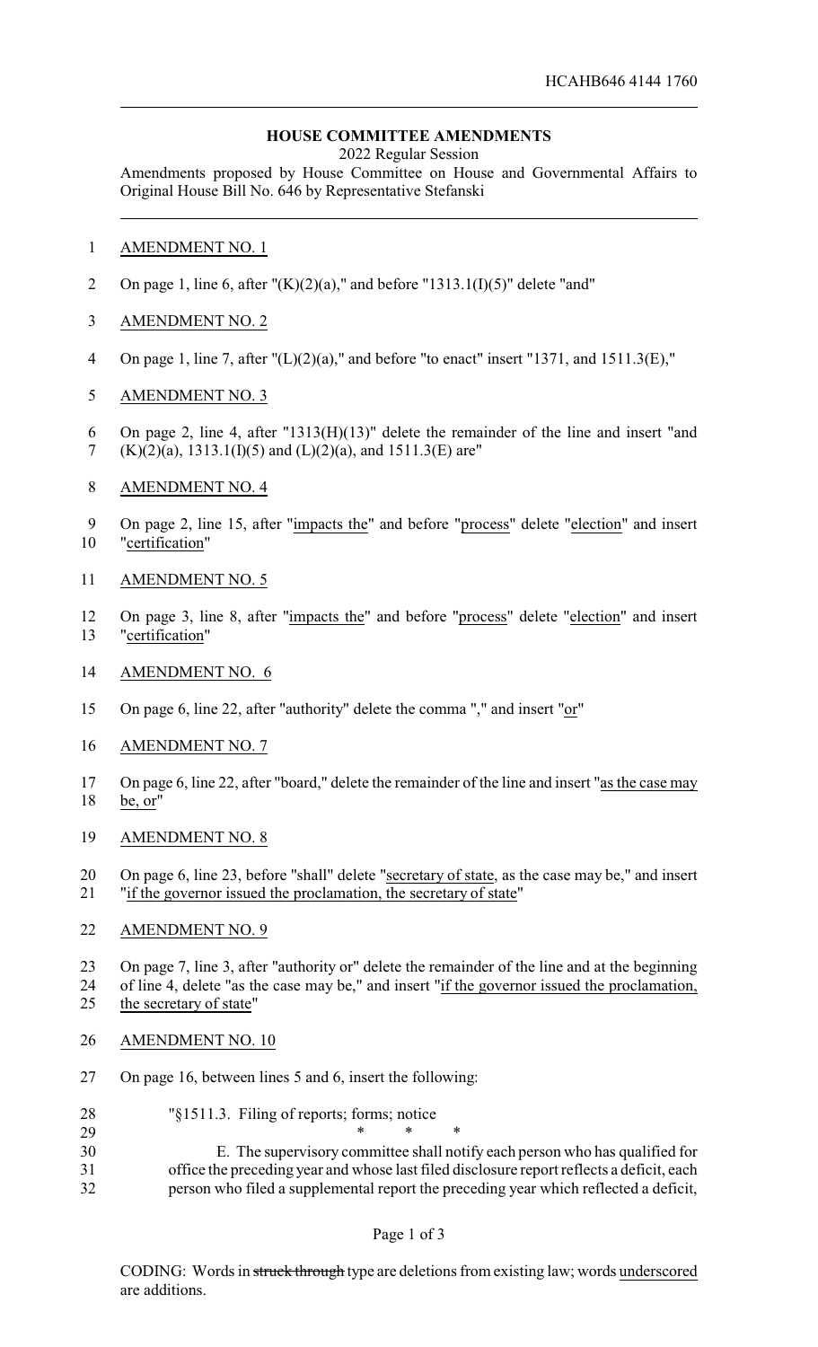HCAHB646 4144 1760

**HOUSE COMMITTEE AMENDMENTS**

2022 Regular Session

Amendments proposed by House Committee on House and Governmental Affairs to Original House Bill No. 646 by Representative Stefanski

AMENDMENT NO. 1

On page 1, line 6, after "(K)(2)(a)," and before "1313.1(I)(5)" delete "and"

AMENDMENT NO. 2

On page 1, line 7, after "(L)(2)(a)," and before "to enact" insert "1371, and 1511.3(E),"

AMENDMENT NO. 3

On page 2, line 4, after "1313(H)(13)" delete the remainder of the line and insert "and (K)(2)(a), 1313.1(I)(5) and (L)(2)(a), and 1511.3(E) are"

AMENDMENT NO. 4

On page 2, line 15, after "impacts the" and before "process" delete "election" and insert "certification"

AMENDMENT NO. 5

On page 3, line 8, after "impacts the" and before "process" delete "election" and insert "certification"

AMENDMENT NO. 6

On page 6, line 22, after "authority" delete the comma "," and insert "or"

AMENDMENT NO. 7

On page 6, line 22, after "board," delete the remainder of the line and insert "as the case may be, or"

AMENDMENT NO. 8

On page 6, line 23, before "shall" delete "secretary of state, as the case may be," and insert "if the governor issued the proclamation, the secretary of state"

AMENDMENT NO. 9

On page 7, line 3, after "authority or" delete the remainder of the line and at the beginning of line 4, delete "as the case may be," and insert "if the governor issued the proclamation, the secretary of state"

AMENDMENT NO. 10

On page 16, between lines 5 and 6, insert the following:

"§1511.3. Filing of reports; forms; notice

\* \* \*

E. The supervisory committee shall notify each person who has qualified for office the preceding year and whose last filed disclosure report reflects a deficit, each person who filed a supplemental report the preceding year which reflected a deficit,

CODING: Words in ~~struck through~~ type are deletions from existing law; words underscored are additions.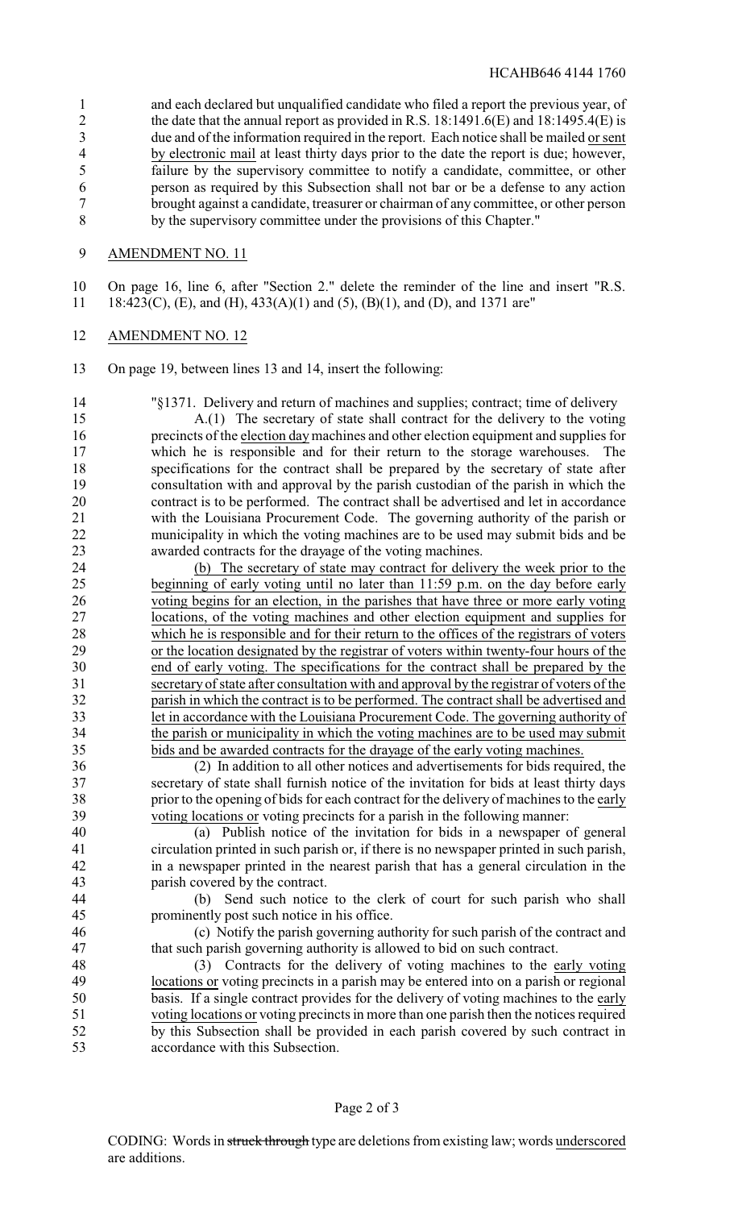and each declared but unqualified candidate who filed a report the previous year, of the date that the annual report as provided in R.S. 18:1491.6(E) and 18:1495.4(E) is due and of the information required in the report. Each notice shall be mailed or sent by electronic mail at least thirty days prior to the date the report is due; however, failure by the supervisory committee to notify a candidate, committee, or other person as required by this Subsection shall not bar or be a defense to any action brought against a candidate, treasurer or chairman of any committee, or other person by the supervisory committee under the provisions of this Chapter."

AMENDMENT NO. 11

On page 16, line 6, after "Section 2." delete the reminder of the line and insert "R.S. 18:423(C), (E), and (H), 433(A)(1) and (5), (B)(1), and (D), and 1371 are"

AMENDMENT NO. 12

On page 19, between lines 13 and 14, insert the following:

"§1371. Delivery and return of machines and supplies; contract; time of delivery

A.(1) The secretary of state shall contract for the delivery to the voting precincts of the election day machines and other election equipment and supplies for which he is responsible and for their return to the storage warehouses. The specifications for the contract shall be prepared by the secretary of state after consultation with and approval by the parish custodian of the parish in which the contract is to be performed. The contract shall be advertised and let in accordance with the Louisiana Procurement Code. The governing authority of the parish or municipality in which the voting machines are to be used may submit bids and be awarded contracts for the drayage of the voting machines.

(b) The secretary of state may contract for delivery the week prior to the beginning of early voting until no later than 11:59 p.m. on the day before early voting begins for an election, in the parishes that have three or more early voting locations, of the voting machines and other election equipment and supplies for which he is responsible and for their return to the offices of the registrars of voters or the location designated by the registrar of voters within twenty-four hours of the end of early voting. The specifications for the contract shall be prepared by the secretary of state after consultation with and approval by the registrar of voters of the parish in which the contract is to be performed. The contract shall be advertised and let in accordance with the Louisiana Procurement Code. The governing authority of the parish or municipality in which the voting machines are to be used may submit bids and be awarded contracts for the drayage of the early voting machines.

(2) In addition to all other notices and advertisements for bids required, the secretary of state shall furnish notice of the invitation for bids at least thirty days prior to the opening of bids for each contract for the delivery of machines to the early voting locations or voting precincts for a parish in the following manner:

(a) Publish notice of the invitation for bids in a newspaper of general circulation printed in such parish or, if there is no newspaper printed in such parish, in a newspaper printed in the nearest parish that has a general circulation in the parish covered by the contract.

(b) Send such notice to the clerk of court for such parish who shall prominently post such notice in his office.

(c) Notify the parish governing authority for such parish of the contract and that such parish governing authority is allowed to bid on such contract.

(3) Contracts for the delivery of voting machines to the early voting locations or voting precincts in a parish may be entered into on a parish or regional basis. If a single contract provides for the delivery of voting machines to the early voting locations or voting precincts in more than one parish then the notices required by this Subsection shall be provided in each parish covered by such contract in accordance with this Subsection.

CODING: Words in ~~struck through~~ type are deletions from existing law; words underscored are additions.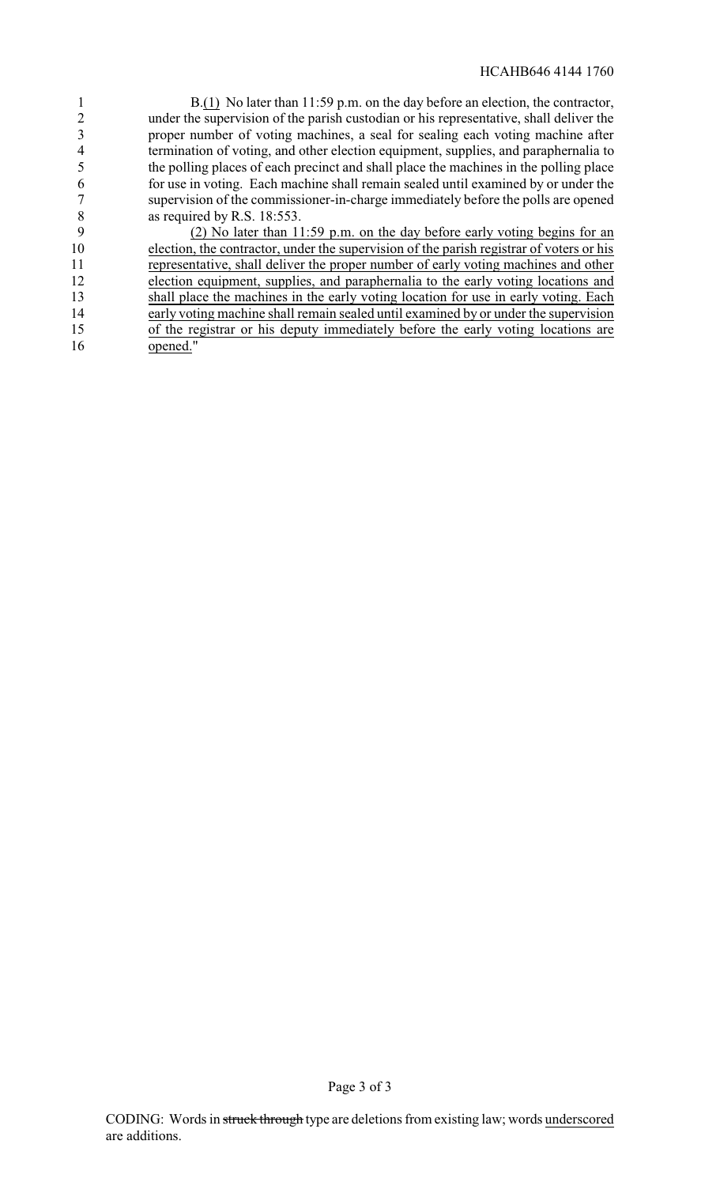B.(1) No later than 11:59 p.m. on the day before an election, the contractor, under the supervision of the parish custodian or his representative, shall deliver the proper number of voting machines, a seal for sealing each voting machine after termination of voting, and other election equipment, supplies, and paraphernalia to the polling places of each precinct and shall place the machines in the polling place for use in voting. Each machine shall remain sealed until examined by or under the supervision of the commissioner-in-charge immediately before the polls are opened as required by R.S. 18:553.

(2) No later than 11:59 p.m. on the day before early voting begins for an election, the contractor, under the supervision of the parish registrar of voters or his representative, shall deliver the proper number of early voting machines and other election equipment, supplies, and paraphernalia to the early voting locations and shall place the machines in the early voting location for use in early voting. Each early voting machine shall remain sealed until examined by or under the supervision of the registrar or his deputy immediately before the early voting locations are opened."

CODING: Words in ~~struck through~~ type are deletions from existing law; words underscored are additions.